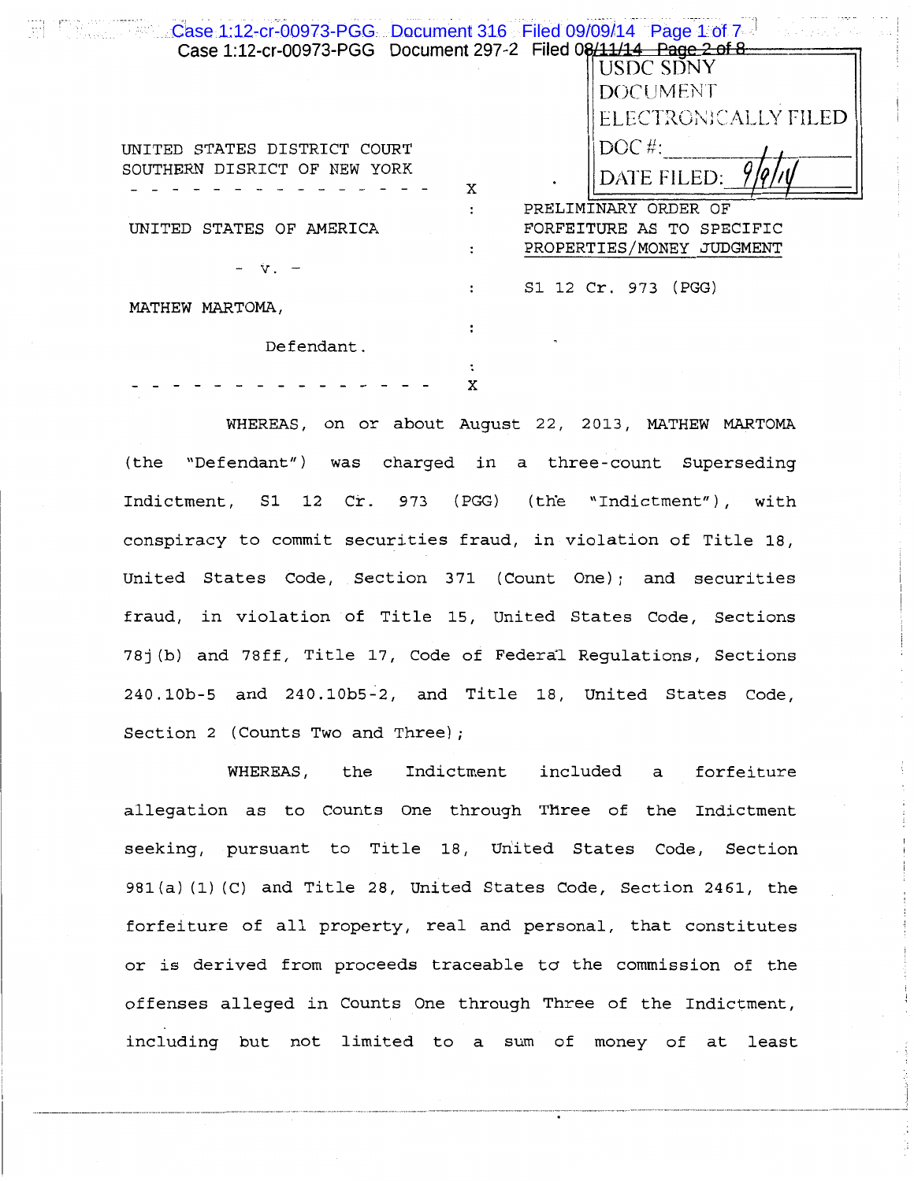USDC SDNY
DOCUMENT
ELECTRONICALLY FILED
DOC #:
DATE FILED: 9/9/14

UNITED STATES DISTRICT COURT
SOUTHERN DISRICT OF NEW YORK

UNITED STATES OF AMERICA

- v. -

MATHEW MARTOMA,

Defendant.

PRELIMINARY ORDER OF FORFEITURE AS TO SPECIFIC PROPERTIES/MONEY JUDGMENT

S1 12 Cr. 973 (PGG)

WHEREAS, on or about August 22, 2013, MATHEW MARTOMA (the "Defendant") was charged in a three-count Superseding Indictment, S1 12 Cr. 973 (PGG) (the "Indictment"), with conspiracy to commit securities fraud, in violation of Title 18, United States Code, Section 371 (Count One); and securities fraud, in violation of Title 15, United States Code, Sections 78j(b) and 78ff, Title 17, Code of Federal Regulations, Sections 240.10b-5 and 240.10b5-2, and Title 18, United States Code, Section 2 (Counts Two and Three);

WHEREAS, the Indictment included a forfeiture allegation as to Counts One through Three of the Indictment seeking, pursuant to Title 18, United States Code, Section 981(a)(1)(C) and Title 28, United States Code, Section 2461, the forfeiture of all property, real and personal, that constitutes or is derived from proceeds traceable to the commission of the offenses alleged in Counts One through Three of the Indictment, including but not limited to a sum of money of at least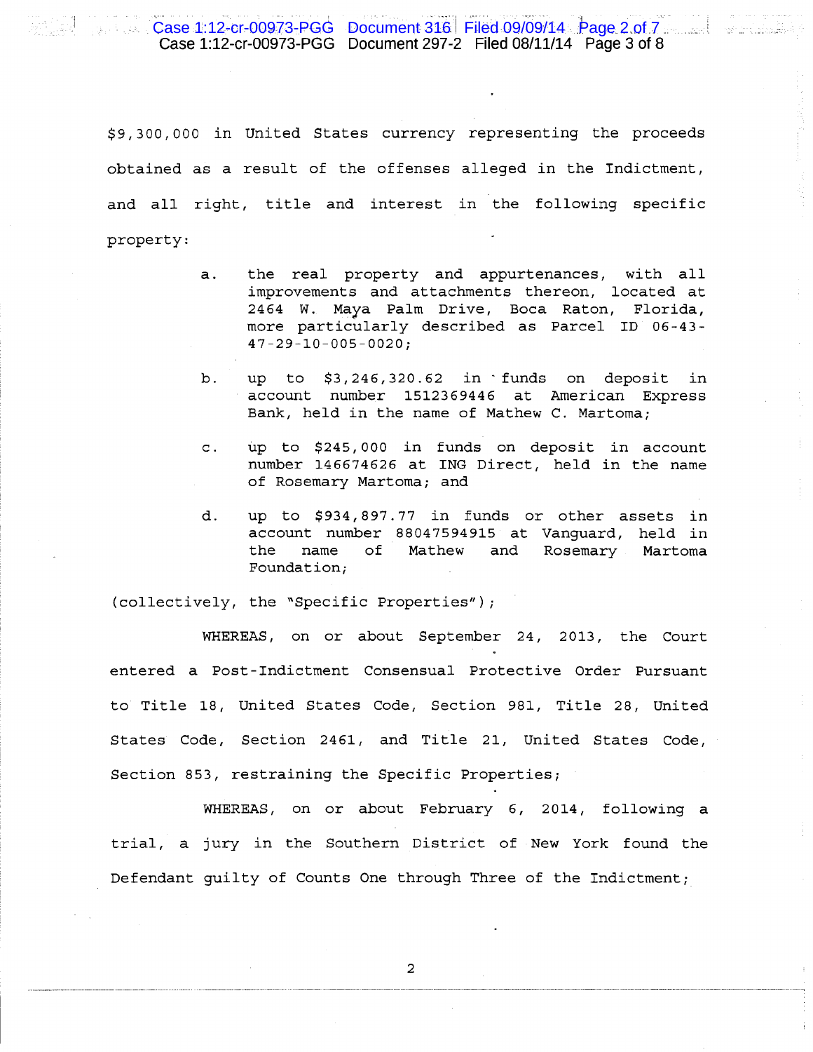$9,300,000 in United States currency representing the proceeds obtained as a result of the offenses alleged in the Indictment, and all right, title and interest in the following specific property:

a. the real property and appurtenances, with all improvements and attachments thereon, located at 2464 W. Maya Palm Drive, Boca Raton, Florida, more particularly described as Parcel ID 06-43-47-29-10-005-0020;

b. up to $3,246,320.62 in funds on deposit in account number 1512369446 at American Express Bank, held in the name of Mathew C. Martoma;

c. up to $245,000 in funds on deposit in account number 146674626 at ING Direct, held in the name of Rosemary Martoma; and

d. up to $934,897.77 in funds or other assets in account number 88047594915 at Vanguard, held in the name of Mathew and Rosemary Martoma Foundation;

(collectively, the "Specific Properties");

WHEREAS, on or about September 24, 2013, the Court entered a Post-Indictment Consensual Protective Order Pursuant to Title 18, United States Code, Section 981, Title 28, United States Code, Section 2461, and Title 21, United States Code, Section 853, restraining the Specific Properties;

WHEREAS, on or about February 6, 2014, following a trial, a jury in the Southern District of New York found the Defendant guilty of Counts One through Three of the Indictment;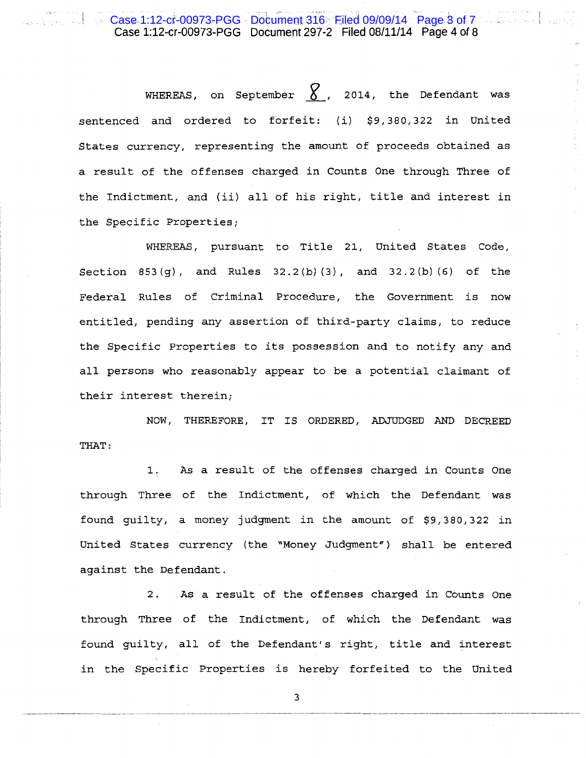WHEREAS, on September 8, 2014, the Defendant was sentenced and ordered to forfeit: (i) $9,380,322 in United States currency, representing the amount of proceeds obtained as a result of the offenses charged in Counts One through Three of the Indictment, and (ii) all of his right, title and interest in the Specific Properties;

WHEREAS, pursuant to Title 21, United States Code, Section 853(g), and Rules 32.2(b)(3), and 32.2(b)(6) of the Federal Rules of Criminal Procedure, the Government is now entitled, pending any assertion of third-party claims, to reduce the Specific Properties to its possession and to notify any and all persons who reasonably appear to be a potential claimant of their interest therein;

NOW, THEREFORE, IT IS ORDERED, ADJUDGED AND DECREED THAT:

1. As a result of the offenses charged in Counts One through Three of the Indictment, of which the Defendant was found guilty, a money judgment in the amount of $9,380,322 in United States currency (the "Money Judgment") shall be entered against the Defendant.

2. As a result of the offenses charged in Counts One through Three of the Indictment, of which the Defendant was found guilty, all of the Defendant's right, title and interest in the Specific Properties is hereby forfeited to the United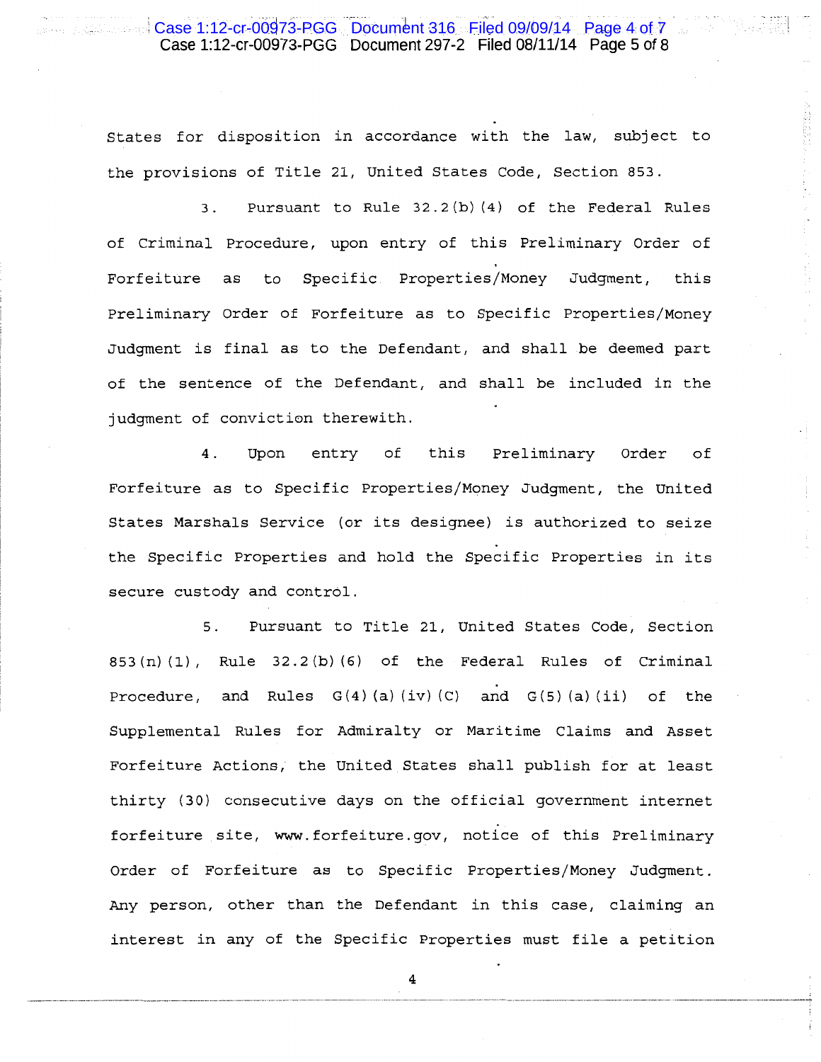States for disposition in accordance with the law, subject to the provisions of Title 21, United States Code, Section 853.

3. Pursuant to Rule 32.2(b)(4) of the Federal Rules of Criminal Procedure, upon entry of this Preliminary Order of Forfeiture as to Specific Properties/Money Judgment, this Preliminary Order of Forfeiture as to Specific Properties/Money Judgment is final as to the Defendant, and shall be deemed part of the sentence of the Defendant, and shall be included in the judgment of conviction therewith.

4. Upon entry of this Preliminary Order of Forfeiture as to Specific Properties/Money Judgment, the United States Marshals Service (or its designee) is authorized to seize the Specific Properties and hold the Specific Properties in its secure custody and control.

5. Pursuant to Title 21, United States Code, Section 853(n)(1), Rule 32.2(b)(6) of the Federal Rules of Criminal Procedure, and Rules G(4)(a)(iv)(C) and G(5)(a)(ii) of the Supplemental Rules for Admiralty or Maritime Claims and Asset Forfeiture Actions, the United States shall publish for at least thirty (30) consecutive days on the official government internet forfeiture site, www.forfeiture.gov, notice of this Preliminary Order of Forfeiture as to Specific Properties/Money Judgment. Any person, other than the Defendant in this case, claiming an interest in any of the Specific Properties must file a petition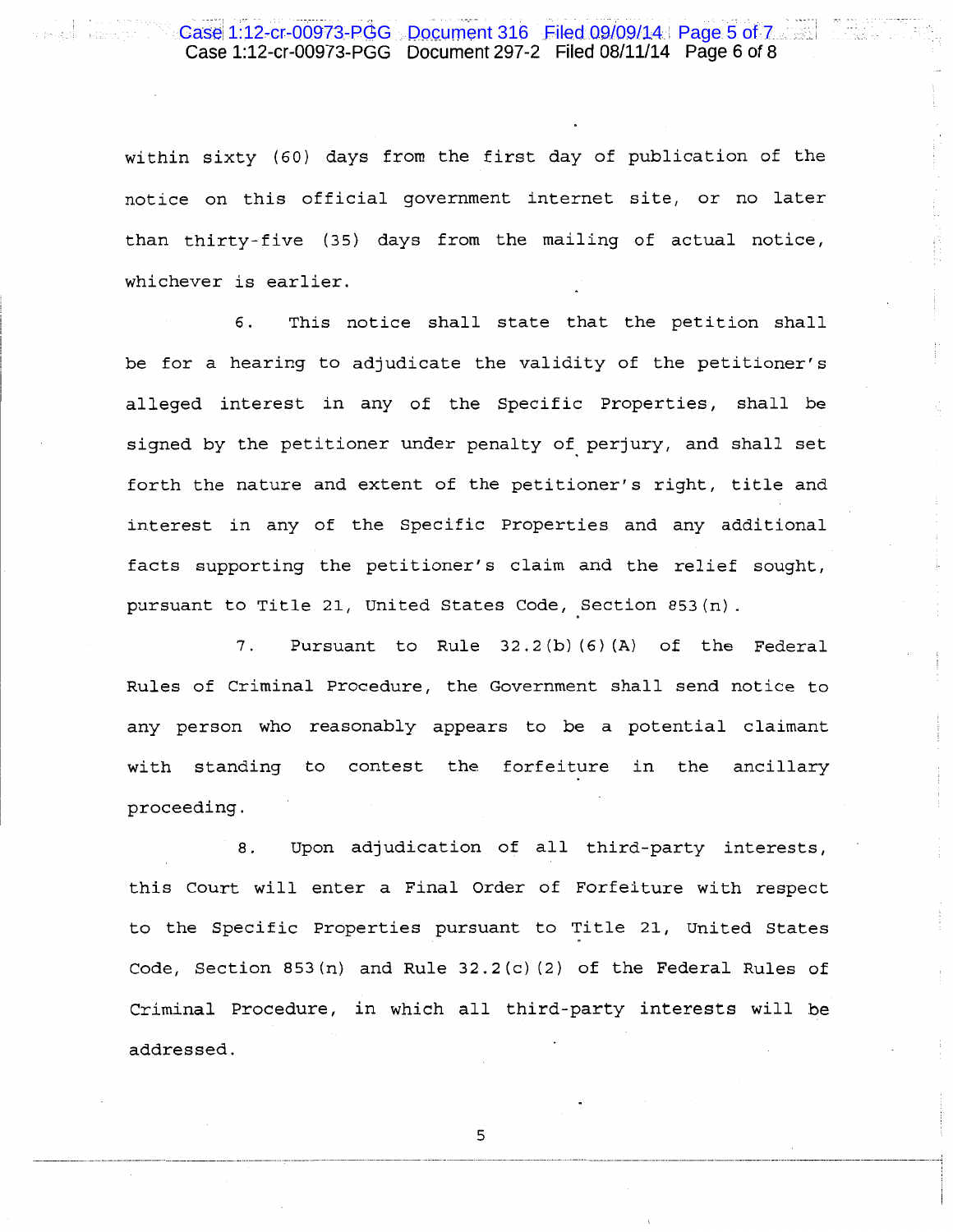within sixty (60) days from the first day of publication of the notice on this official government internet site, or no later than thirty-five (35) days from the mailing of actual notice, whichever is earlier.

6. This notice shall state that the petition shall be for a hearing to adjudicate the validity of the petitioner's alleged interest in any of the Specific Properties, shall be signed by the petitioner under penalty of perjury, and shall set forth the nature and extent of the petitioner's right, title and interest in any of the Specific Properties and any additional facts supporting the petitioner's claim and the relief sought, pursuant to Title 21, United States Code, Section 853(n).

7. Pursuant to Rule 32.2(b)(6)(A) of the Federal Rules of Criminal Procedure, the Government shall send notice to any person who reasonably appears to be a potential claimant with standing to contest the forfeiture in the ancillary proceeding.

8. Upon adjudication of all third-party interests, this Court will enter a Final Order of Forfeiture with respect to the Specific Properties pursuant to Title 21, United States Code, Section 853(n) and Rule 32.2(c)(2) of the Federal Rules of Criminal Procedure, in which all third-party interests will be addressed.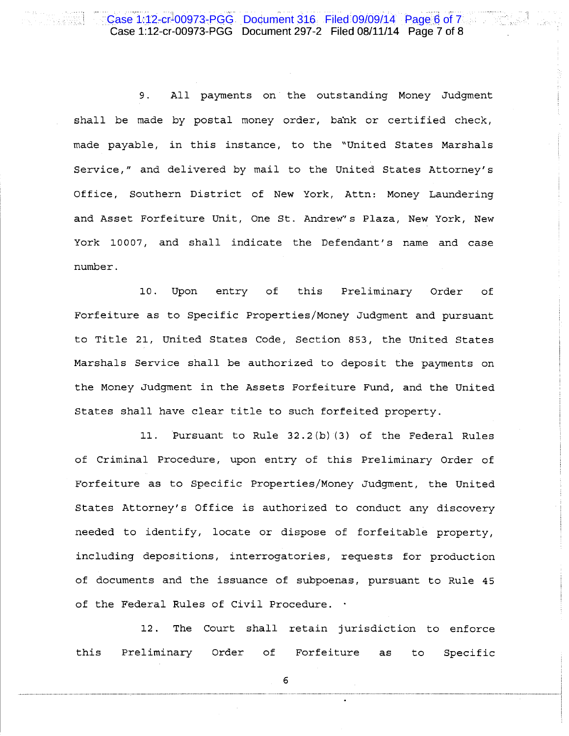9. All payments on the outstanding Money Judgment shall be made by postal money order, bank or certified check, made payable, in this instance, to the "United States Marshals Service," and delivered by mail to the United States Attorney's Office, Southern District of New York, Attn: Money Laundering and Asset Forfeiture Unit, One St. Andrew's Plaza, New York, New York 10007, and shall indicate the Defendant's name and case number.

10. Upon entry of this Preliminary Order of Forfeiture as to Specific Properties/Money Judgment and pursuant to Title 21, United States Code, Section 853, the United States Marshals Service shall be authorized to deposit the payments on the Money Judgment in the Assets Forfeiture Fund, and the United States shall have clear title to such forfeited property.

11. Pursuant to Rule 32.2(b)(3) of the Federal Rules of Criminal Procedure, upon entry of this Preliminary Order of Forfeiture as to Specific Properties/Money Judgment, the United States Attorney's Office is authorized to conduct any discovery needed to identify, locate or dispose of forfeitable property, including depositions, interrogatories, requests for production of documents and the issuance of subpoenas, pursuant to Rule 45 of the Federal Rules of Civil Procedure.

12. The Court shall retain jurisdiction to enforce this Preliminary Order of Forfeiture as to Specific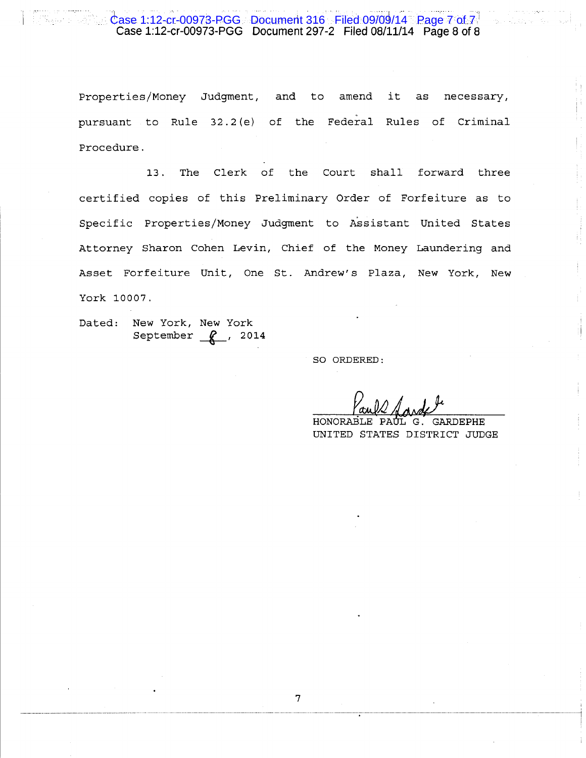Properties/Money Judgment, and to amend it as necessary, pursuant to Rule 32.2(e) of the Federal Rules of Criminal Procedure.

13. The Clerk of the Court shall forward three certified copies of this Preliminary Order of Forfeiture as to Specific Properties/Money Judgment to Assistant United States Attorney Sharon Cohen Levin, Chief of the Money Laundering and Asset Forfeiture Unit, One St. Andrew's Plaza, New York, New York 10007.

Dated: New York, New York
September 8, 2014

SO ORDERED:

HONORABLE PAUL G. GARDEPHE
UNITED STATES DISTRICT JUDGE